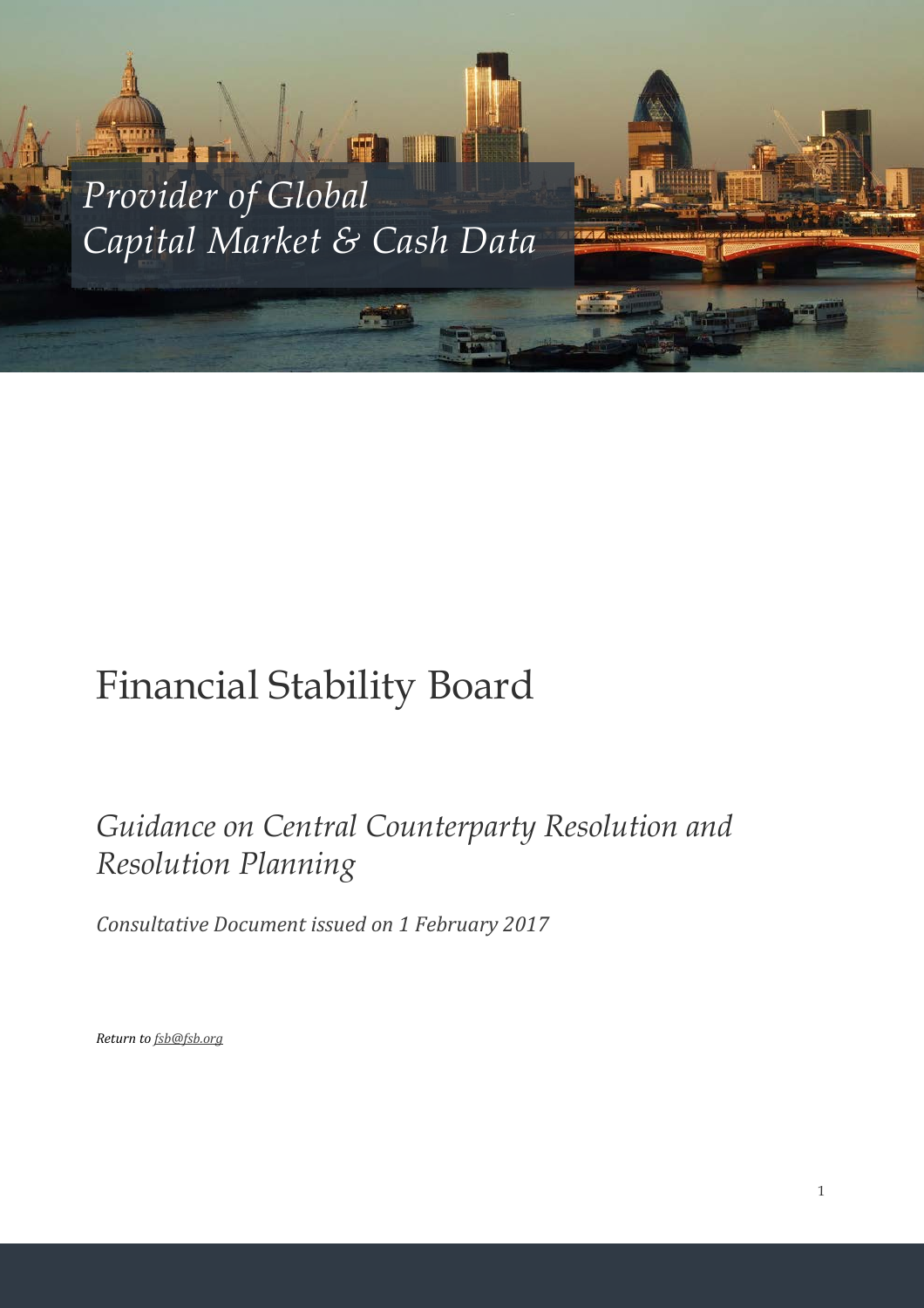*Provider of Global Capital Market & Cash Data*

# Financial Stability Board

## *Guidance on Central Counterparty Resolution and Resolution Planning*

*Consultative Document issued on 1 February 2017*

***Return to** [fsb@fsb.org](mailto:fsb@fsb.org)*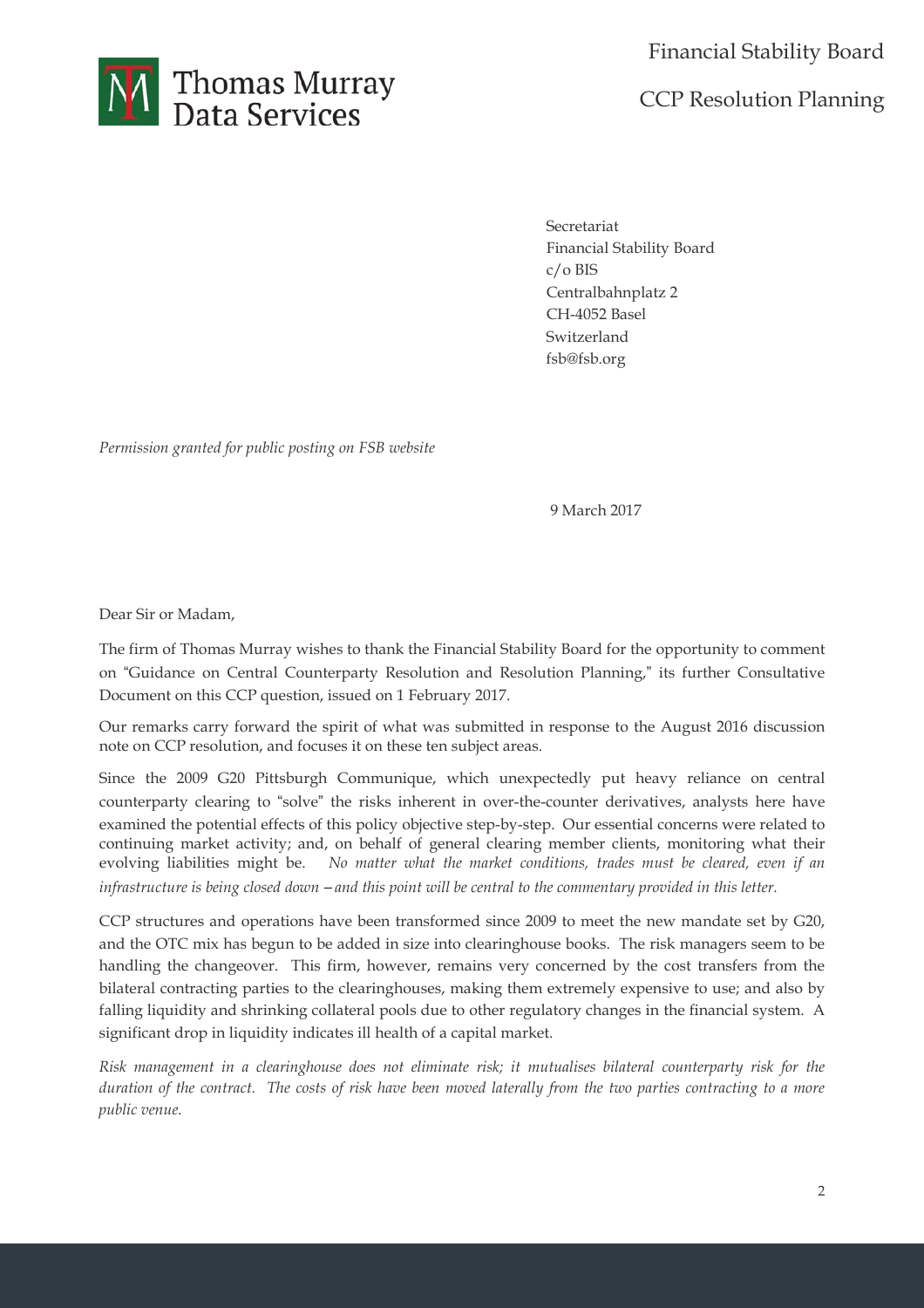Secretariat
Financial Stability Board
c/o BIS
Centralbahnplatz 2
CH-4052 Basel
Switzerland
fsb@fsb.org

*Permission granted for public posting on FSB website*

9 March 2017

Dear Sir or Madam,

The firm of Thomas Murray wishes to thank the Financial Stability Board for the opportunity to comment on "Guidance on Central Counterparty Resolution and Resolution Planning," its further Consultative Document on this CCP question, issued on 1 February 2017.

Our remarks carry forward the spirit of what was submitted in response to the August 2016 discussion note on CCP resolution, and focuses it on these ten subject areas.

Since the 2009 G20 Pittsburgh Communique, which unexpectedly put heavy reliance on central counterparty clearing to "solve" the risks inherent in over-the-counter derivatives, analysts here have examined the potential effects of this policy objective step-by-step. Our essential concerns were related to continuing market activity; and, on behalf of general clearing member clients, monitoring what their evolving liabilities might be. *No matter what the market conditions, trades must be cleared, even if an infrastructure is being closed down – and this point will be central to the commentary provided in this letter.*

CCP structures and operations have been transformed since 2009 to meet the new mandate set by G20, and the OTC mix has begun to be added in size into clearinghouse books. The risk managers seem to be handling the changeover. This firm, however, remains very concerned by the cost transfers from the bilateral contracting parties to the clearinghouses, making them extremely expensive to use; and also by falling liquidity and shrinking collateral pools due to other regulatory changes in the financial system. A significant drop in liquidity indicates ill health of a capital market.

*Risk management in a clearinghouse does not eliminate risk; it mutualises bilateral counterparty risk for the duration of the contract. The costs of risk have been moved laterally from the two parties contracting to a more public venue.*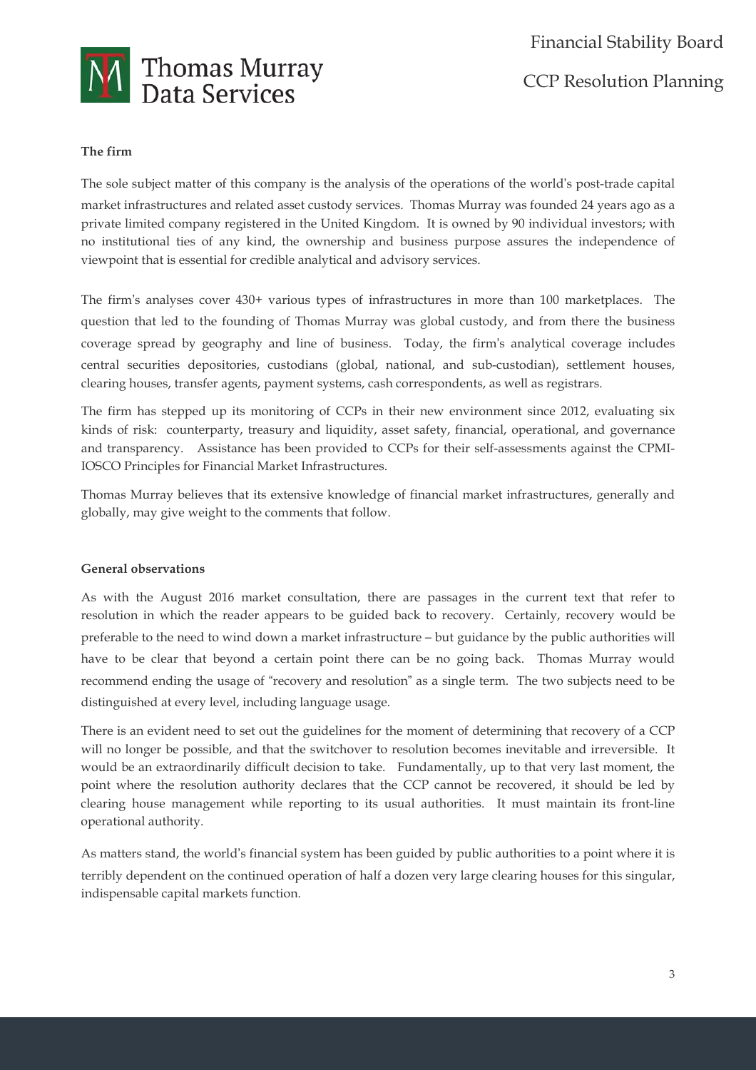**The firm**

The sole subject matter of this company is the analysis of the operations of the world's post-trade capital market infrastructures and related asset custody services. Thomas Murray was founded 24 years ago as a private limited company registered in the United Kingdom. It is owned by 90 individual investors; with no institutional ties of any kind, the ownership and business purpose assures the independence of viewpoint that is essential for credible analytical and advisory services.

The firm's analyses cover 430+ various types of infrastructures in more than 100 marketplaces. The question that led to the founding of Thomas Murray was global custody, and from there the business coverage spread by geography and line of business. Today, the firm's analytical coverage includes central securities depositories, custodians (global, national, and sub-custodian), settlement houses, clearing houses, transfer agents, payment systems, cash correspondents, as well as registrars.

The firm has stepped up its monitoring of CCPs in their new environment since 2012, evaluating six kinds of risk: counterparty, treasury and liquidity, asset safety, financial, operational, and governance and transparency. Assistance has been provided to CCPs for their self-assessments against the CPMI-IOSCO Principles for Financial Market Infrastructures.

Thomas Murray believes that its extensive knowledge of financial market infrastructures, generally and globally, may give weight to the comments that follow.

**General observations**

As with the August 2016 market consultation, there are passages in the current text that refer to resolution in which the reader appears to be guided back to recovery. Certainly, recovery would be preferable to the need to wind down a market infrastructure – but guidance by the public authorities will have to be clear that beyond a certain point there can be no going back. Thomas Murray would recommend ending the usage of "recovery and resolution" as a single term. The two subjects need to be distinguished at every level, including language usage.

There is an evident need to set out the guidelines for the moment of determining that recovery of a CCP will no longer be possible, and that the switchover to resolution becomes inevitable and irreversible. It would be an extraordinarily difficult decision to take. Fundamentally, up to that very last moment, the point where the resolution authority declares that the CCP cannot be recovered, it should be led by clearing house management while reporting to its usual authorities. It must maintain its front-line operational authority.

As matters stand, the world's financial system has been guided by public authorities to a point where it is terribly dependent on the continued operation of half a dozen very large clearing houses for this singular, indispensable capital markets function.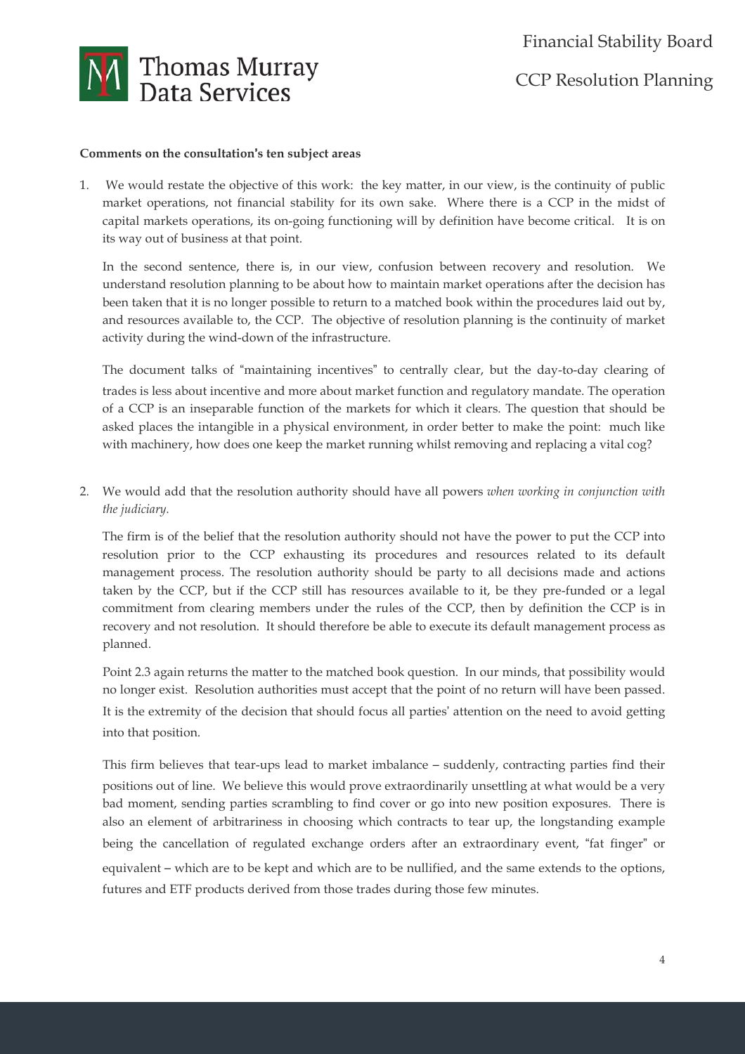**Comments on the consultation's ten subject areas**

1. We would restate the objective of this work: the key matter, in our view, is the continuity of public market operations, not financial stability for its own sake. Where there is a CCP in the midst of capital markets operations, its on-going functioning will by definition have become critical. It is on its way out of business at that point.

   In the second sentence, there is, in our view, confusion between recovery and resolution. We understand resolution planning to be about how to maintain market operations after the decision has been taken that it is no longer possible to return to a matched book within the procedures laid out by, and resources available to, the CCP. The objective of resolution planning is the continuity of market activity during the wind-down of the infrastructure.

   The document talks of "maintaining incentives" to centrally clear, but the day-to-day clearing of trades is less about incentive and more about market function and regulatory mandate. The operation of a CCP is an inseparable function of the markets for which it clears. The question that should be asked places the intangible in a physical environment, in order better to make the point: much like with machinery, how does one keep the market running whilst removing and replacing a vital cog?

2. We would add that the resolution authority should have all powers *when working in conjunction with the judiciary.*

   The firm is of the belief that the resolution authority should not have the power to put the CCP into resolution prior to the CCP exhausting its procedures and resources related to its default management process. The resolution authority should be party to all decisions made and actions taken by the CCP, but if the CCP still has resources available to it, be they pre-funded or a legal commitment from clearing members under the rules of the CCP, then by definition the CCP is in recovery and not resolution. It should therefore be able to execute its default management process as planned.

   Point 2.3 again returns the matter to the matched book question. In our minds, that possibility would no longer exist. Resolution authorities must accept that the point of no return will have been passed. It is the extremity of the decision that should focus all parties' attention on the need to avoid getting into that position.

   This firm believes that tear-ups lead to market imbalance – suddenly, contracting parties find their positions out of line. We believe this would prove extraordinarily unsettling at what would be a very bad moment, sending parties scrambling to find cover or go into new position exposures. There is also an element of arbitrariness in choosing which contracts to tear up, the longstanding example being the cancellation of regulated exchange orders after an extraordinary event, "fat finger" or equivalent – which are to be kept and which are to be nullified, and the same extends to the options, futures and ETF products derived from those trades during those few minutes.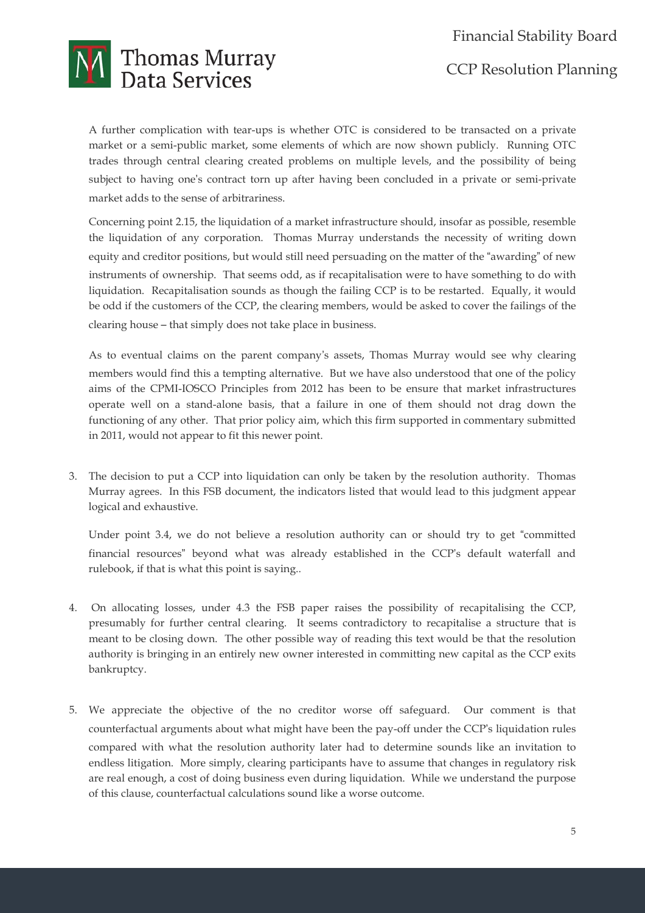A further complication with tear-ups is whether OTC is considered to be transacted on a private market or a semi-public market, some elements of which are now shown publicly. Running OTC trades through central clearing created problems on multiple levels, and the possibility of being subject to having one's contract torn up after having been concluded in a private or semi-private market adds to the sense of arbitrariness.

Concerning point 2.15, the liquidation of a market infrastructure should, insofar as possible, resemble the liquidation of any corporation. Thomas Murray understands the necessity of writing down equity and creditor positions, but would still need persuading on the matter of the "awarding" of new instruments of ownership. That seems odd, as if recapitalisation were to have something to do with liquidation. Recapitalisation sounds as though the failing CCP is to be restarted. Equally, it would be odd if the customers of the CCP, the clearing members, would be asked to cover the failings of the clearing house – that simply does not take place in business.

As to eventual claims on the parent company's assets, Thomas Murray would see why clearing members would find this a tempting alternative. But we have also understood that one of the policy aims of the CPMI-IOSCO Principles from 2012 has been to be ensure that market infrastructures operate well on a stand-alone basis, that a failure in one of them should not drag down the functioning of any other. That prior policy aim, which this firm supported in commentary submitted in 2011, would not appear to fit this newer point.

3. The decision to put a CCP into liquidation can only be taken by the resolution authority. Thomas Murray agrees. In this FSB document, the indicators listed that would lead to this judgment appear logical and exhaustive.

   Under point 3.4, we do not believe a resolution authority can or should try to get "committed financial resources" beyond what was already established in the CCP's default waterfall and rulebook, if that is what this point is saying..

4. On allocating losses, under 4.3 the FSB paper raises the possibility of recapitalising the CCP, presumably for further central clearing. It seems contradictory to recapitalise a structure that is meant to be closing down. The other possible way of reading this text would be that the resolution authority is bringing in an entirely new owner interested in committing new capital as the CCP exits bankruptcy.

5. We appreciate the objective of the no creditor worse off safeguard. Our comment is that counterfactual arguments about what might have been the pay-off under the CCP's liquidation rules compared with what the resolution authority later had to determine sounds like an invitation to endless litigation. More simply, clearing participants have to assume that changes in regulatory risk are real enough, a cost of doing business even during liquidation. While we understand the purpose of this clause, counterfactual calculations sound like a worse outcome.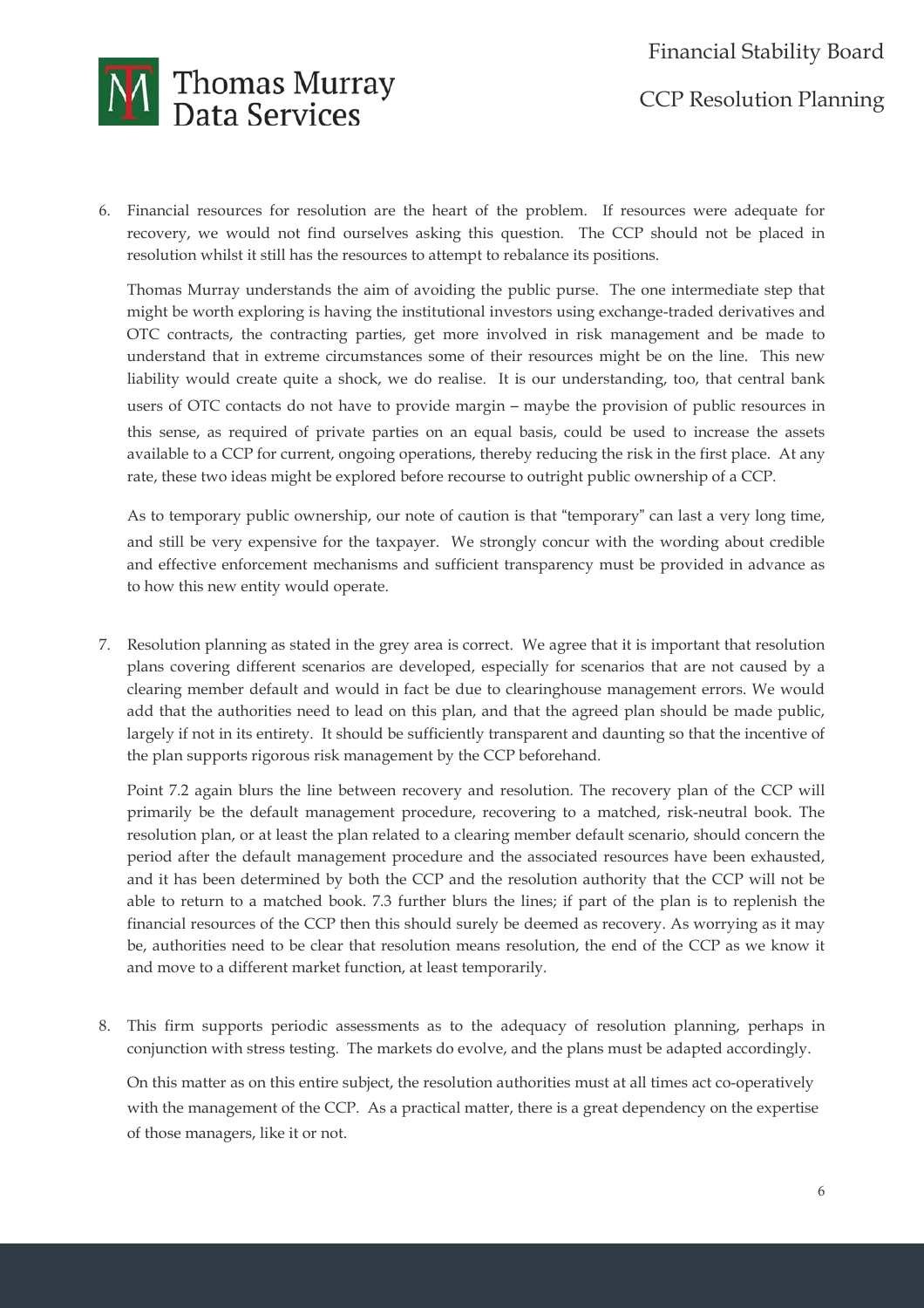6. Financial resources for resolution are the heart of the problem. If resources were adequate for recovery, we would not find ourselves asking this question. The CCP should not be placed in resolution whilst it still has the resources to attempt to rebalance its positions.

   Thomas Murray understands the aim of avoiding the public purse. The one intermediate step that might be worth exploring is having the institutional investors using exchange-traded derivatives and OTC contracts, the contracting parties, get more involved in risk management and be made to understand that in extreme circumstances some of their resources might be on the line. This new liability would create quite a shock, we do realise. It is our understanding, too, that central bank users of OTC contacts do not have to provide margin – maybe the provision of public resources in this sense, as required of private parties on an equal basis, could be used to increase the assets available to a CCP for current, ongoing operations, thereby reducing the risk in the first place. At any rate, these two ideas might be explored before recourse to outright public ownership of a CCP.

   As to temporary public ownership, our note of caution is that "temporary" can last a very long time, and still be very expensive for the taxpayer. We strongly concur with the wording about credible and effective enforcement mechanisms and sufficient transparency must be provided in advance as to how this new entity would operate.

7. Resolution planning as stated in the grey area is correct. We agree that it is important that resolution plans covering different scenarios are developed, especially for scenarios that are not caused by a clearing member default and would in fact be due to clearinghouse management errors. We would add that the authorities need to lead on this plan, and that the agreed plan should be made public, largely if not in its entirety. It should be sufficiently transparent and daunting so that the incentive of the plan supports rigorous risk management by the CCP beforehand.

   Point 7.2 again blurs the line between recovery and resolution. The recovery plan of the CCP will primarily be the default management procedure, recovering to a matched, risk-neutral book. The resolution plan, or at least the plan related to a clearing member default scenario, should concern the period after the default management procedure and the associated resources have been exhausted, and it has been determined by both the CCP and the resolution authority that the CCP will not be able to return to a matched book. 7.3 further blurs the lines; if part of the plan is to replenish the financial resources of the CCP then this should surely be deemed as recovery. As worrying as it may be, authorities need to be clear that resolution means resolution, the end of the CCP as we know it and move to a different market function, at least temporarily.

8. This firm supports periodic assessments as to the adequacy of resolution planning, perhaps in conjunction with stress testing. The markets do evolve, and the plans must be adapted accordingly.

   On this matter as on this entire subject, the resolution authorities must at all times act co-operatively with the management of the CCP. As a practical matter, there is a great dependency on the expertise of those managers, like it or not.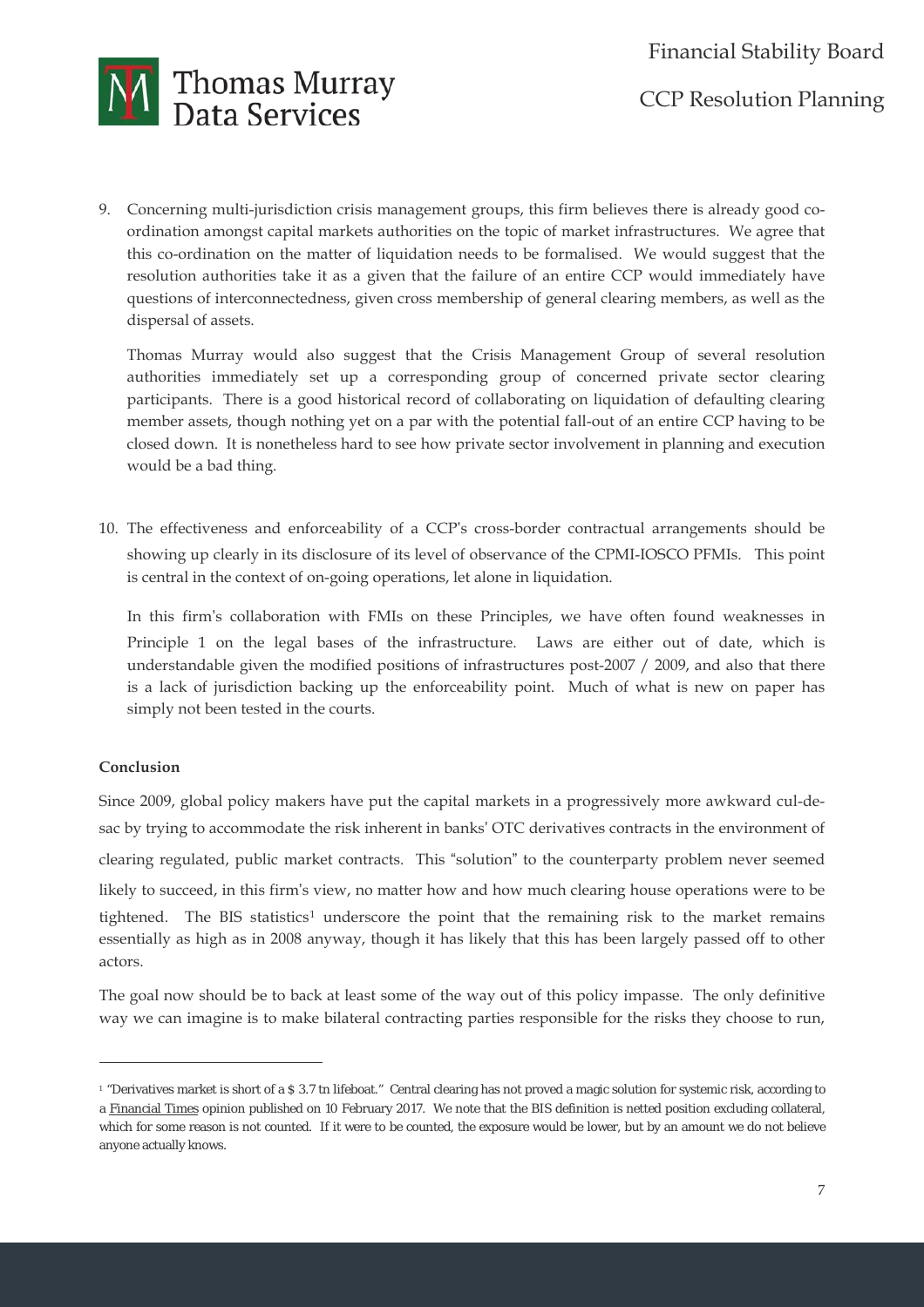9. Concerning multi-jurisdiction crisis management groups, this firm believes there is already good co-ordination amongst capital markets authorities on the topic of market infrastructures. We agree that this co-ordination on the matter of liquidation needs to be formalised. We would suggest that the resolution authorities take it as a given that the failure of an entire CCP would immediately have questions of interconnectedness, given cross membership of general clearing members, as well as the dispersal of assets.

   Thomas Murray would also suggest that the Crisis Management Group of several resolution authorities immediately set up a corresponding group of concerned private sector clearing participants. There is a good historical record of collaborating on liquidation of defaulting clearing member assets, though nothing yet on a par with the potential fall-out of an entire CCP having to be closed down. It is nonetheless hard to see how private sector involvement in planning and execution would be a bad thing.

10. The effectiveness and enforceability of a CCP's cross-border contractual arrangements should be showing up clearly in its disclosure of its level of observance of the CPMI-IOSCO PFMIs. This point is central in the context of on-going operations, let alone in liquidation.

    In this firm's collaboration with FMIs on these Principles, we have often found weaknesses in Principle 1 on the legal bases of the infrastructure. Laws are either out of date, which is understandable given the modified positions of infrastructures post-2007 / 2009, and also that there is a lack of jurisdiction backing up the enforceability point. Much of what is new on paper has simply not been tested in the courts.

**Conclusion**

Since 2009, global policy makers have put the capital markets in a progressively more awkward cul-de-sac by trying to accommodate the risk inherent in banks' OTC derivatives contracts in the environment of clearing regulated, public market contracts. This "solution" to the counterparty problem never seemed likely to succeed, in this firm's view, no matter how and how much clearing house operations were to be tightened. The BIS statistics[1] underscore the point that the remaining risk to the market remains essentially as high as in 2008 anyway, though it has likely that this has been largely passed off to other actors.

The goal now should be to back at least some of the way out of this policy impasse. The only definitive way we can imagine is to make bilateral contracting parties responsible for the risks they choose to run,

[1] "Derivatives market is short of a $ 3.7 tn lifeboat." Central clearing has not proved a magic solution for systemic risk, according to a Financial Times opinion published on 10 February 2017. We note that the BIS definition is netted position excluding collateral, which for some reason is not counted. If it were to be counted, the exposure would be lower, but by an amount we do not believe anyone actually knows.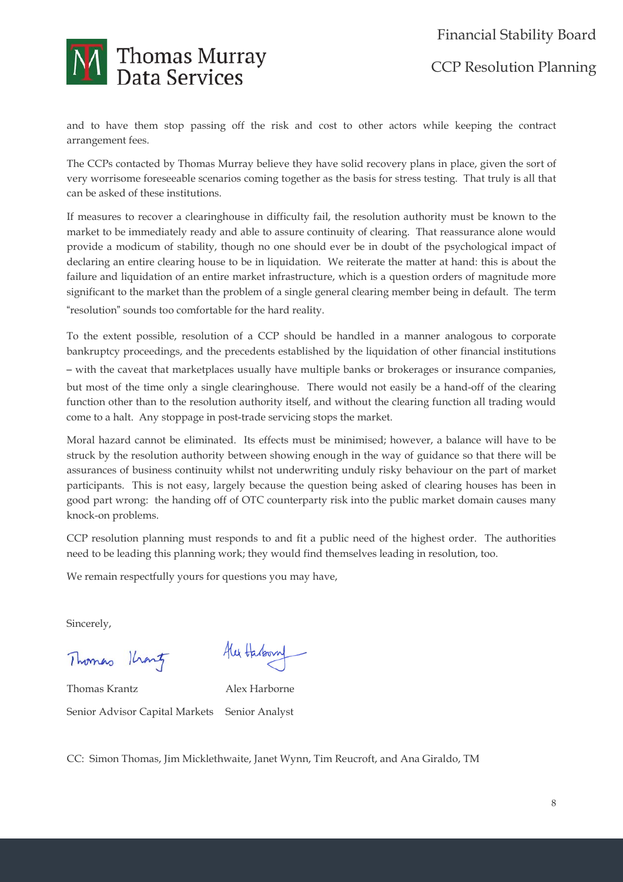and to have them stop passing off the risk and cost to other actors while keeping the contract arrangement fees.

The CCPs contacted by Thomas Murray believe they have solid recovery plans in place, given the sort of very worrisome foreseeable scenarios coming together as the basis for stress testing. That truly is all that can be asked of these institutions.

If measures to recover a clearinghouse in difficulty fail, the resolution authority must be known to the market to be immediately ready and able to assure continuity of clearing. That reassurance alone would provide a modicum of stability, though no one should ever be in doubt of the psychological impact of declaring an entire clearing house to be in liquidation. We reiterate the matter at hand: this is about the failure and liquidation of an entire market infrastructure, which is a question orders of magnitude more significant to the market than the problem of a single general clearing member being in default. The term "resolution" sounds too comfortable for the hard reality.

To the extent possible, resolution of a CCP should be handled in a manner analogous to corporate bankruptcy proceedings, and the precedents established by the liquidation of other financial institutions – with the caveat that marketplaces usually have multiple banks or brokerages or insurance companies, but most of the time only a single clearinghouse. There would not easily be a hand-off of the clearing function other than to the resolution authority itself, and without the clearing function all trading would come to a halt. Any stoppage in post-trade servicing stops the market.

Moral hazard cannot be eliminated. Its effects must be minimised; however, a balance will have to be struck by the resolution authority between showing enough in the way of guidance so that there will be assurances of business continuity whilst not underwriting unduly risky behaviour on the part of market participants. This is not easy, largely because the question being asked of clearing houses has been in good part wrong: the handing off of OTC counterparty risk into the public market domain causes many knock-on problems.

CCP resolution planning must responds to and fit a public need of the highest order. The authorities need to be leading this planning work; they would find themselves leading in resolution, too.

We remain respectfully yours for questions you may have,

Sincerely,

Thomas Krantz — Senior Advisor Capital Markets

Alex Harborne — Senior Analyst

CC: Simon Thomas, Jim Micklethwaite, Janet Wynn, Tim Reucroft, and Ana Giraldo, TM